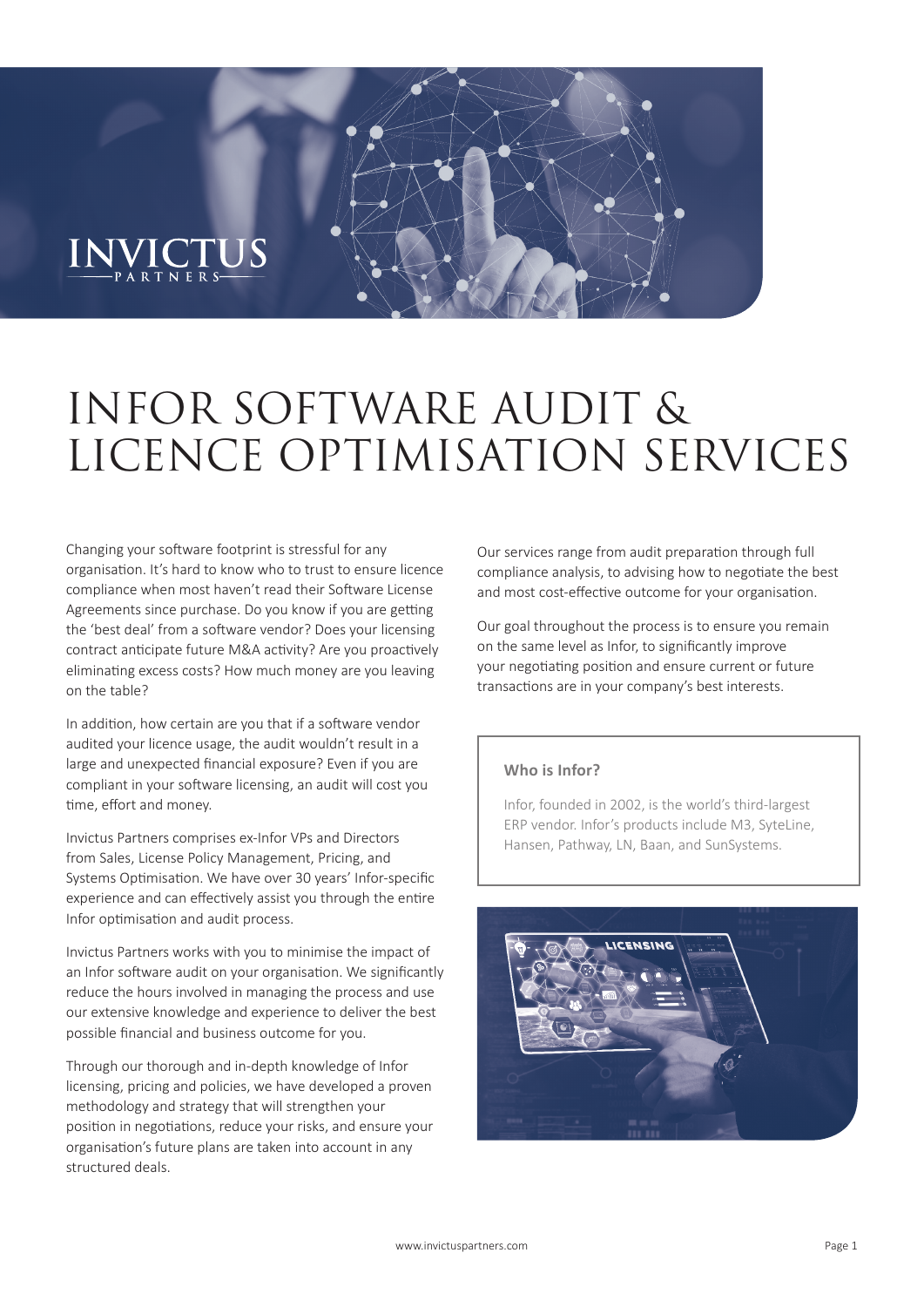# INFOR SOFTWARE AUDIT & LICENCE OPTIMISATION SERVICES

Changing your software footprint is stressful for any organisation. It's hard to know who to trust to ensure licence compliance when most haven't read their Software License Agreements since purchase. Do you know if you are getting the 'best deal' from a software vendor? Does your licensing contract anticipate future M&A activity? Are you proactively eliminating excess costs? How much money are you leaving on the table?

In addition, how certain are you that if a software vendor audited your licence usage, the audit wouldn't result in a large and unexpected financial exposure? Even if you are compliant in your software licensing, an audit will cost you time, effort and money.

Invictus Partners comprises ex-Infor VPs and Directors from Sales, License Policy Management, Pricing, and Systems Optimisation. We have over 30 years' Infor-specific experience and can effectively assist you through the entire Infor optimisation and audit process.

Invictus Partners works with you to minimise the impact of an Infor software audit on your organisation. We significantly reduce the hours involved in managing the process and use our extensive knowledge and experience to deliver the best possible financial and business outcome for you.

Through our thorough and in-depth knowledge of Infor licensing, pricing and policies, we have developed a proven methodology and strategy that will strengthen your position in negotiations, reduce your risks, and ensure your organisation's future plans are taken into account in any structured deals.

Our services range from audit preparation through full compliance analysis, to advising how to negotiate the best and most cost-effective outcome for your organisation.

Our goal throughout the process is to ensure you remain on the same level as Infor, to significantly improve your negotiating position and ensure current or future transactions are in your company's best interests.

**Who is Infor?**

Infor, founded in 2002, is the world's third-largest ERP vendor. Infor's products include M3, SyteLine, Hansen, Pathway, LN, Baan, and SunSystems.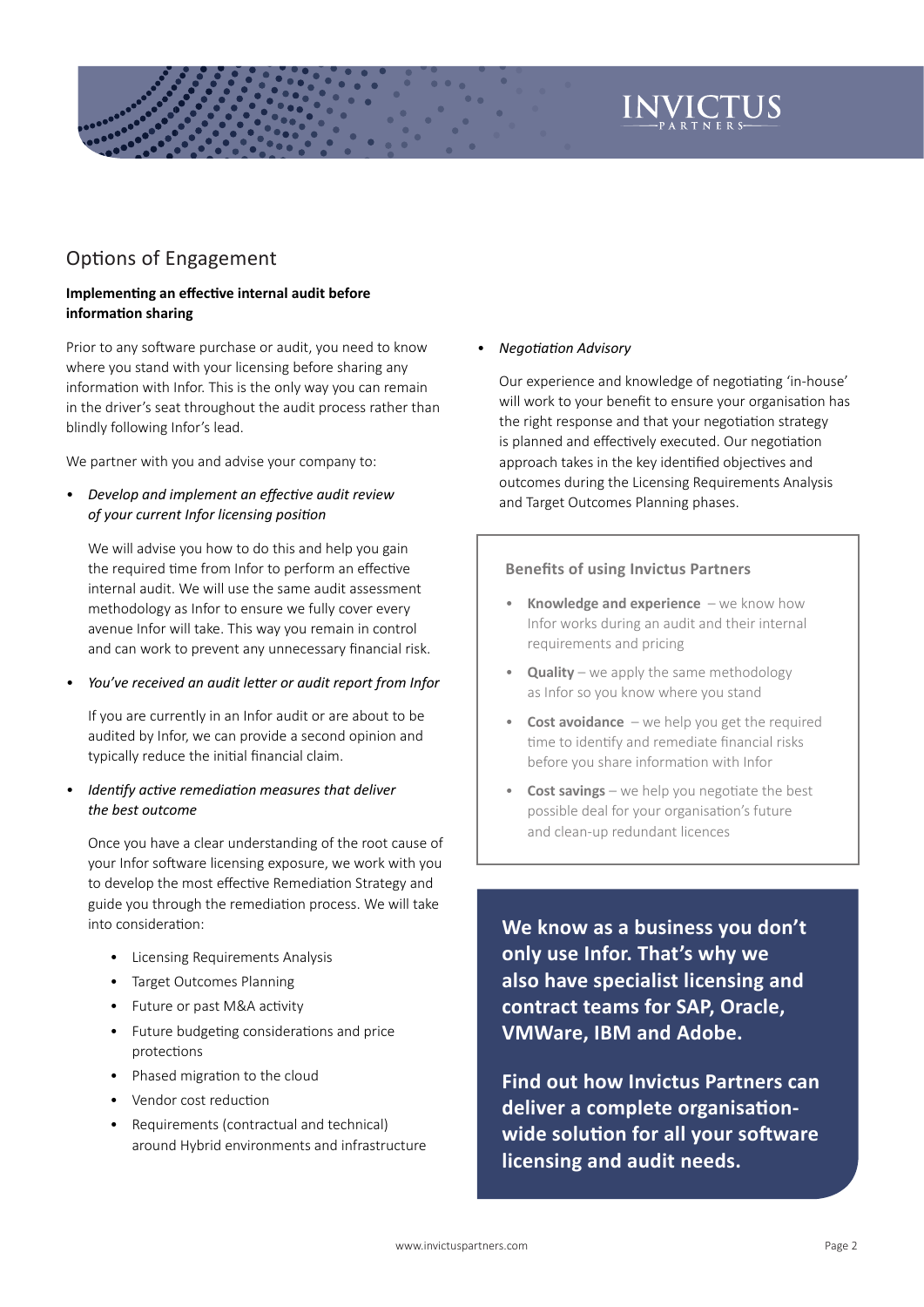## Options of Engagement

**Implementing an effective internal audit before information sharing**

Prior to any software purchase or audit, you need to know where you stand with your licensing before sharing any information with Infor. This is the only way you can remain in the driver's seat throughout the audit process rather than blindly following Infor's lead.

We partner with you and advise your company to:

- *Develop and implement an effective audit review of your current Infor licensing position*

  We will advise you how to do this and help you gain the required time from Infor to perform an effective internal audit. We will use the same audit assessment methodology as Infor to ensure we fully cover every avenue Infor will take. This way you remain in control and can work to prevent any unnecessary financial risk.

- *You've received an audit letter or audit report from Infor*

  If you are currently in an Infor audit or are about to be audited by Infor, we can provide a second opinion and typically reduce the initial financial claim.

- *Identify active remediation measures that deliver the best outcome*

  Once you have a clear understanding of the root cause of your Infor software licensing exposure, we work with you to develop the most effective Remediation Strategy and guide you through the remediation process. We will take into consideration:

  - Licensing Requirements Analysis
  - Target Outcomes Planning
  - Future or past M&A activity
  - Future budgeting considerations and price protections
  - Phased migration to the cloud
  - Vendor cost reduction
  - Requirements (contractual and technical) around Hybrid environments and infrastructure

- *Negotiation Advisory*

  Our experience and knowledge of negotiating 'in-house' will work to your benefit to ensure your organisation has the right response and that your negotiation strategy is planned and effectively executed. Our negotiation approach takes in the key identified objectives and outcomes during the Licensing Requirements Analysis and Target Outcomes Planning phases.

### Benefits of using Invictus Partners

- **Knowledge and experience** – we know how Infor works during an audit and their internal requirements and pricing
- **Quality** – we apply the same methodology as Infor so you know where you stand
- **Cost avoidance** – we help you get the required time to identify and remediate financial risks before you share information with Infor
- **Cost savings** – we help you negotiate the best possible deal for your organisation's future and clean-up redundant licences

**We know as a business you don't only use Infor. That's why we also have specialist licensing and contract teams for SAP, Oracle, VMWare, IBM and Adobe.**

**Find out how Invictus Partners can deliver a complete organisation-wide solution for all your software licensing and audit needs.**

www.invictuspartners.com